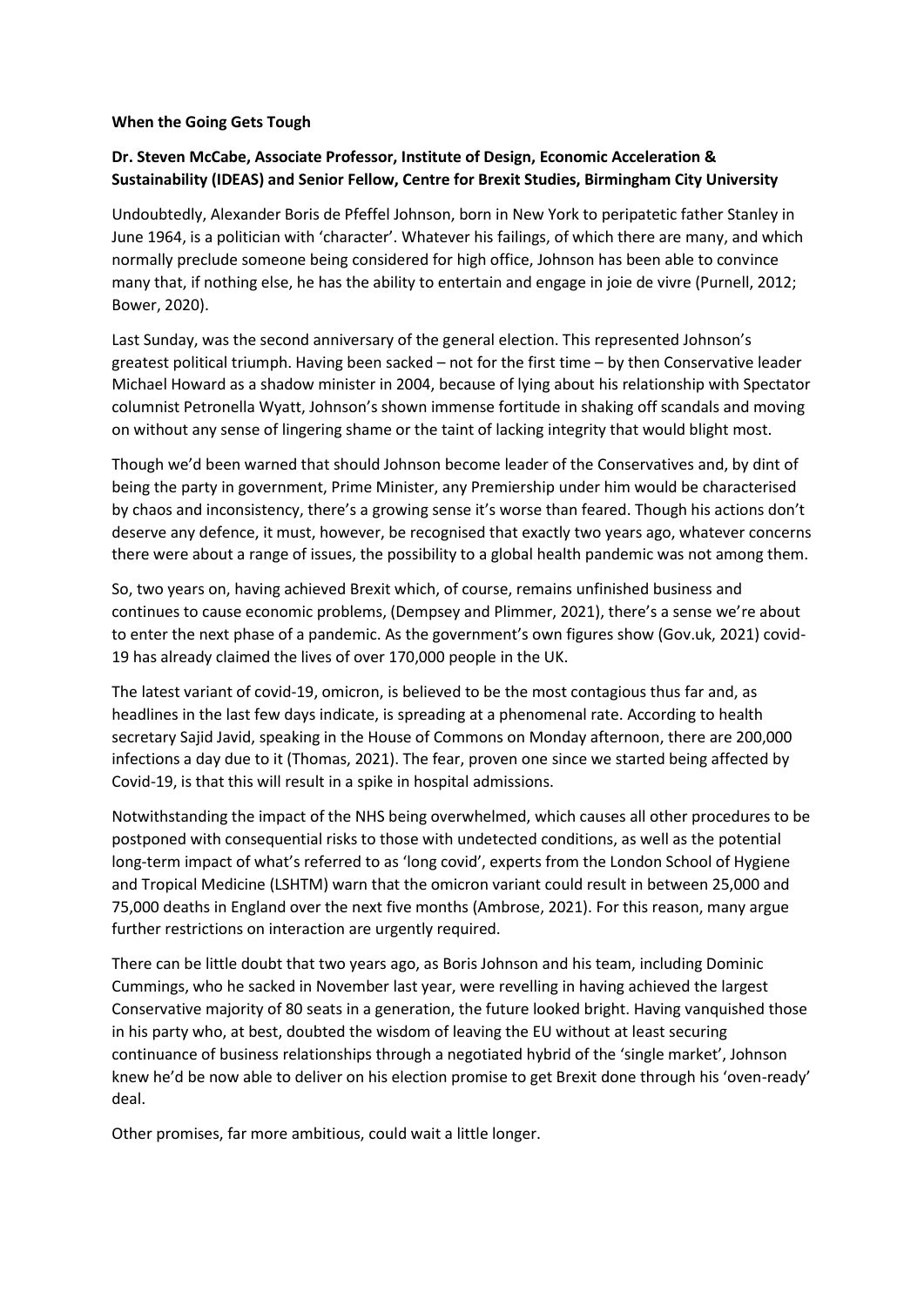**When the Going Gets Tough**

**Dr. Steven McCabe, Associate Professor, Institute of Design, Economic Acceleration & Sustainability (IDEAS) and Senior Fellow, Centre for Brexit Studies, Birmingham City University**

Undoubtedly, Alexander Boris de Pfeffel Johnson, born in New York to peripatetic father Stanley in June 1964, is a politician with 'character'. Whatever his failings, of which there are many, and which normally preclude someone being considered for high office, Johnson has been able to convince many that, if nothing else, he has the ability to entertain and engage in joie de vivre (Purnell, 2012; Bower, 2020).

Last Sunday, was the second anniversary of the general election. This represented Johnson's greatest political triumph. Having been sacked – not for the first time – by then Conservative leader Michael Howard as a shadow minister in 2004, because of lying about his relationship with Spectator columnist Petronella Wyatt, Johnson's shown immense fortitude in shaking off scandals and moving on without any sense of lingering shame or the taint of lacking integrity that would blight most.

Though we'd been warned that should Johnson become leader of the Conservatives and, by dint of being the party in government, Prime Minister, any Premiership under him would be characterised by chaos and inconsistency, there's a growing sense it's worse than feared. Though his actions don't deserve any defence, it must, however, be recognised that exactly two years ago, whatever concerns there were about a range of issues, the possibility to a global health pandemic was not among them.

So, two years on, having achieved Brexit which, of course, remains unfinished business and continues to cause economic problems, (Dempsey and Plimmer, 2021), there's a sense we're about to enter the next phase of a pandemic. As the government's own figures show (Gov.uk, 2021) covid-19 has already claimed the lives of over 170,000 people in the UK.

The latest variant of covid-19, omicron, is believed to be the most contagious thus far and, as headlines in the last few days indicate, is spreading at a phenomenal rate. According to health secretary Sajid Javid, speaking in the House of Commons on Monday afternoon, there are 200,000 infections a day due to it (Thomas, 2021). The fear, proven one since we started being affected by Covid-19, is that this will result in a spike in hospital admissions.

Notwithstanding the impact of the NHS being overwhelmed, which causes all other procedures to be postponed with consequential risks to those with undetected conditions, as well as the potential long-term impact of what's referred to as 'long covid', experts from the London School of Hygiene and Tropical Medicine (LSHTM) warn that the omicron variant could result in between 25,000 and 75,000 deaths in England over the next five months (Ambrose, 2021). For this reason, many argue further restrictions on interaction are urgently required.

There can be little doubt that two years ago, as Boris Johnson and his team, including Dominic Cummings, who he sacked in November last year, were revelling in having achieved the largest Conservative majority of 80 seats in a generation, the future looked bright. Having vanquished those in his party who, at best, doubted the wisdom of leaving the EU without at least securing continuance of business relationships through a negotiated hybrid of the 'single market', Johnson knew he'd be now able to deliver on his election promise to get Brexit done through his 'oven-ready' deal.

Other promises, far more ambitious, could wait a little longer.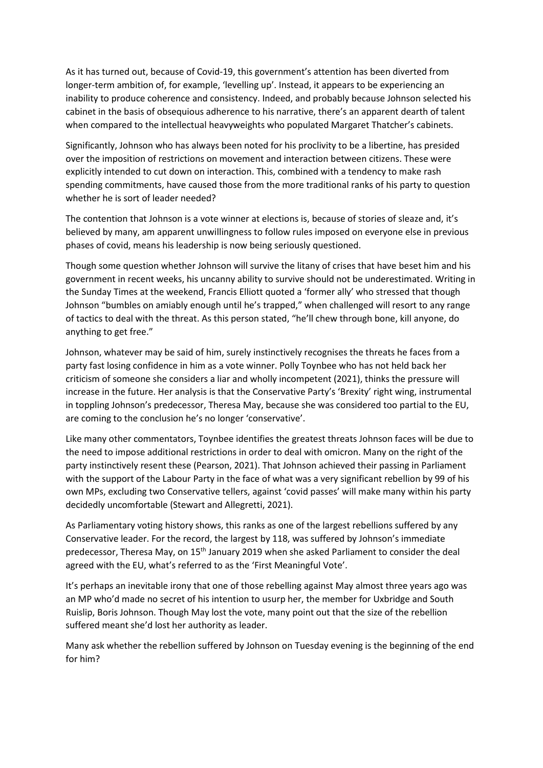As it has turned out, because of Covid-19, this government's attention has been diverted from longer-term ambition of, for example, 'levelling up'. Instead, it appears to be experiencing an inability to produce coherence and consistency. Indeed, and probably because Johnson selected his cabinet in the basis of obsequious adherence to his narrative, there's an apparent dearth of talent when compared to the intellectual heavyweights who populated Margaret Thatcher's cabinets.

Significantly, Johnson who has always been noted for his proclivity to be a libertine, has presided over the imposition of restrictions on movement and interaction between citizens. These were explicitly intended to cut down on interaction. This, combined with a tendency to make rash spending commitments, have caused those from the more traditional ranks of his party to question whether he is sort of leader needed?

The contention that Johnson is a vote winner at elections is, because of stories of sleaze and, it's believed by many, am apparent unwillingness to follow rules imposed on everyone else in previous phases of covid, means his leadership is now being seriously questioned.

Though some question whether Johnson will survive the litany of crises that have beset him and his government in recent weeks, his uncanny ability to survive should not be underestimated. Writing in the Sunday Times at the weekend, Francis Elliott quoted a 'former ally' who stressed that though Johnson "bumbles on amiably enough until he's trapped," when challenged will resort to any range of tactics to deal with the threat. As this person stated, "he'll chew through bone, kill anyone, do anything to get free."

Johnson, whatever may be said of him, surely instinctively recognises the threats he faces from a party fast losing confidence in him as a vote winner. Polly Toynbee who has not held back her criticism of someone she considers a liar and wholly incompetent (2021), thinks the pressure will increase in the future. Her analysis is that the Conservative Party's 'Brexity' right wing, instrumental in toppling Johnson's predecessor, Theresa May, because she was considered too partial to the EU, are coming to the conclusion he's no longer 'conservative'.

Like many other commentators, Toynbee identifies the greatest threats Johnson faces will be due to the need to impose additional restrictions in order to deal with omicron. Many on the right of the party instinctively resent these (Pearson, 2021). That Johnson achieved their passing in Parliament with the support of the Labour Party in the face of what was a very significant rebellion by 99 of his own MPs, excluding two Conservative tellers, against 'covid passes' will make many within his party decidedly uncomfortable (Stewart and Allegretti, 2021).

As Parliamentary voting history shows, this ranks as one of the largest rebellions suffered by any Conservative leader. For the record, the largest by 118, was suffered by Johnson's immediate predecessor, Theresa May, on 15th January 2019 when she asked Parliament to consider the deal agreed with the EU, what's referred to as the 'First Meaningful Vote'.

It's perhaps an inevitable irony that one of those rebelling against May almost three years ago was an MP who'd made no secret of his intention to usurp her, the member for Uxbridge and South Ruislip, Boris Johnson. Though May lost the vote, many point out that the size of the rebellion suffered meant she'd lost her authority as leader.

Many ask whether the rebellion suffered by Johnson on Tuesday evening is the beginning of the end for him?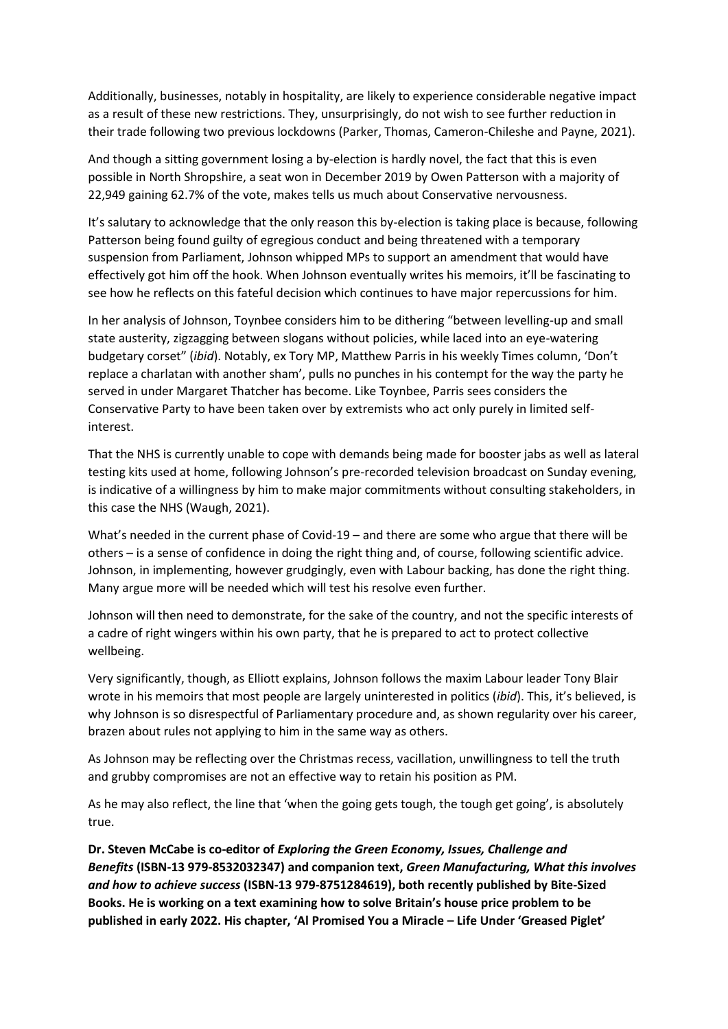Additionally, businesses, notably in hospitality, are likely to experience considerable negative impact as a result of these new restrictions. They, unsurprisingly, do not wish to see further reduction in their trade following two previous lockdowns (Parker, Thomas, Cameron-Chileshe and Payne, 2021).

And though a sitting government losing a by-election is hardly novel, the fact that this is even possible in North Shropshire, a seat won in December 2019 by Owen Patterson with a majority of 22,949 gaining 62.7% of the vote, makes tells us much about Conservative nervousness.

It's salutary to acknowledge that the only reason this by-election is taking place is because, following Patterson being found guilty of egregious conduct and being threatened with a temporary suspension from Parliament, Johnson whipped MPs to support an amendment that would have effectively got him off the hook. When Johnson eventually writes his memoirs, it'll be fascinating to see how he reflects on this fateful decision which continues to have major repercussions for him.

In her analysis of Johnson, Toynbee considers him to be dithering "between levelling-up and small state austerity, zigzagging between slogans without policies, while laced into an eye-watering budgetary corset" (*ibid*). Notably, ex Tory MP, Matthew Parris in his weekly Times column, 'Don't replace a charlatan with another sham', pulls no punches in his contempt for the way the party he served in under Margaret Thatcher has become. Like Toynbee, Parris sees considers the Conservative Party to have been taken over by extremists who act only purely in limited self-interest.

That the NHS is currently unable to cope with demands being made for booster jabs as well as lateral testing kits used at home, following Johnson's pre-recorded television broadcast on Sunday evening, is indicative of a willingness by him to make major commitments without consulting stakeholders, in this case the NHS (Waugh, 2021).

What's needed in the current phase of Covid-19 – and there are some who argue that there will be others – is a sense of confidence in doing the right thing and, of course, following scientific advice. Johnson, in implementing, however grudgingly, even with Labour backing, has done the right thing. Many argue more will be needed which will test his resolve even further.

Johnson will then need to demonstrate, for the sake of the country, and not the specific interests of a cadre of right wingers within his own party, that he is prepared to act to protect collective wellbeing.

Very significantly, though, as Elliott explains, Johnson follows the maxim Labour leader Tony Blair wrote in his memoirs that most people are largely uninterested in politics (*ibid*). This, it's believed, is why Johnson is so disrespectful of Parliamentary procedure and, as shown regularity over his career, brazen about rules not applying to him in the same way as others.

As Johnson may be reflecting over the Christmas recess, vacillation, unwillingness to tell the truth and grubby compromises are not an effective way to retain his position as PM.

As he may also reflect, the line that 'when the going gets tough, the tough get going', is absolutely true.

**Dr. Steven McCabe is co-editor of *Exploring the Green Economy, Issues, Challenge and Benefits* (ISBN-13 979-8532032347) and companion text, *Green Manufacturing, What this involves and how to achieve success* (ISBN-13 979-8751284619), both recently published by Bite-Sized Books. He is working on a text examining how to solve Britain's house price problem to be published in early 2022. His chapter, 'Al Promised You a Miracle – Life Under 'Greased Piglet'**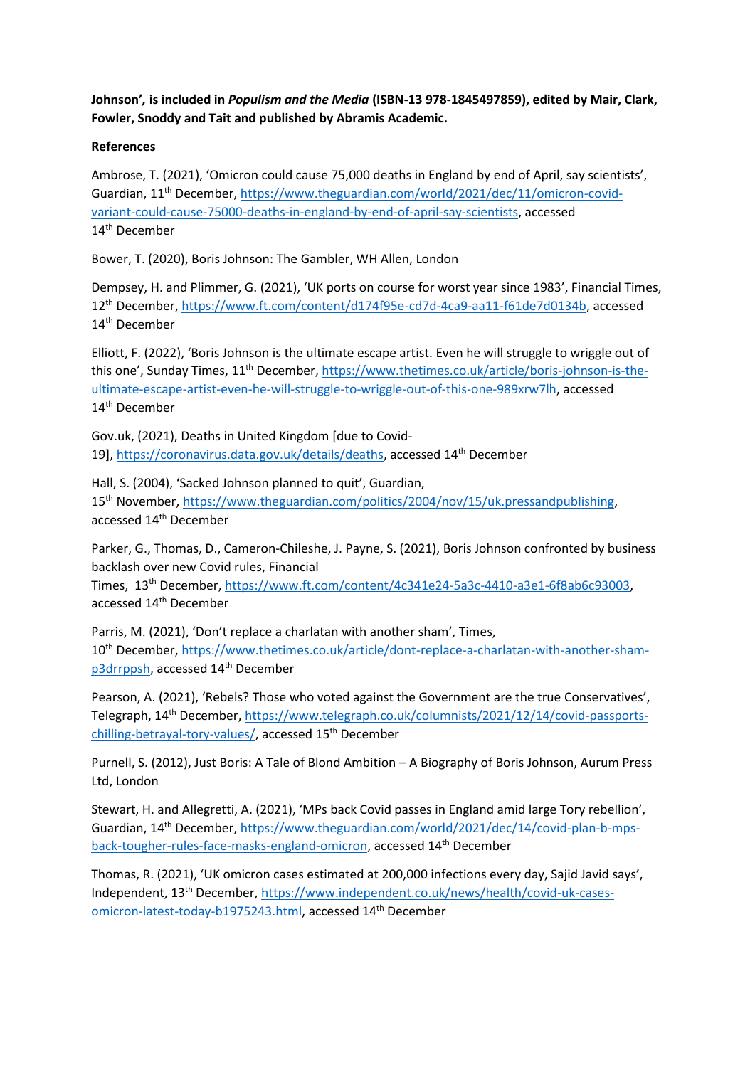**Johnson', is included in *Populism and the Media* (ISBN-13 978-1845497859), edited by Mair, Clark, Fowler, Snoddy and Tait and published by Abramis Academic.**

**References**

Ambrose, T. (2021), 'Omicron could cause 75,000 deaths in England by end of April, say scientists', Guardian, 11th December, https://www.theguardian.com/world/2021/dec/11/omicron-covid-variant-could-cause-75000-deaths-in-england-by-end-of-april-say-scientists, accessed 14th December

Bower, T. (2020), Boris Johnson: The Gambler, WH Allen, London

Dempsey, H. and Plimmer, G. (2021), 'UK ports on course for worst year since 1983', Financial Times, 12th December, https://www.ft.com/content/d174f95e-cd7d-4ca9-aa11-f61de7d0134b, accessed 14th December

Elliott, F. (2022), 'Boris Johnson is the ultimate escape artist. Even he will struggle to wriggle out of this one', Sunday Times, 11th December, https://www.thetimes.co.uk/article/boris-johnson-is-the-ultimate-escape-artist-even-he-will-struggle-to-wriggle-out-of-this-one-989xrw7lh, accessed 14th December

Gov.uk, (2021), Deaths in United Kingdom [due to Covid-19], https://coronavirus.data.gov.uk/details/deaths, accessed 14th December

Hall, S. (2004), 'Sacked Johnson planned to quit', Guardian, 15th November, https://www.theguardian.com/politics/2004/nov/15/uk.pressandpublishing, accessed 14th December

Parker, G., Thomas, D., Cameron-Chileshe, J. Payne, S. (2021), Boris Johnson confronted by business backlash over new Covid rules, Financial Times, 13th December, https://www.ft.com/content/4c341e24-5a3c-4410-a3e1-6f8ab6c93003, accessed 14th December

Parris, M. (2021), 'Don't replace a charlatan with another sham', Times, 10th December, https://www.thetimes.co.uk/article/dont-replace-a-charlatan-with-another-sham-p3drrppsh, accessed 14th December

Pearson, A. (2021), 'Rebels? Those who voted against the Government are the true Conservatives', Telegraph, 14th December, https://www.telegraph.co.uk/columnists/2021/12/14/covid-passports-chilling-betrayal-tory-values/, accessed 15th December

Purnell, S. (2012), Just Boris: A Tale of Blond Ambition – A Biography of Boris Johnson, Aurum Press Ltd, London

Stewart, H. and Allegretti, A. (2021), 'MPs back Covid passes in England amid large Tory rebellion', Guardian, 14th December, https://www.theguardian.com/world/2021/dec/14/covid-plan-b-mps-back-tougher-rules-face-masks-england-omicron, accessed 14th December

Thomas, R. (2021), 'UK omicron cases estimated at 200,000 infections every day, Sajid Javid says', Independent, 13th December, https://www.independent.co.uk/news/health/covid-uk-cases-omicron-latest-today-b1975243.html, accessed 14th December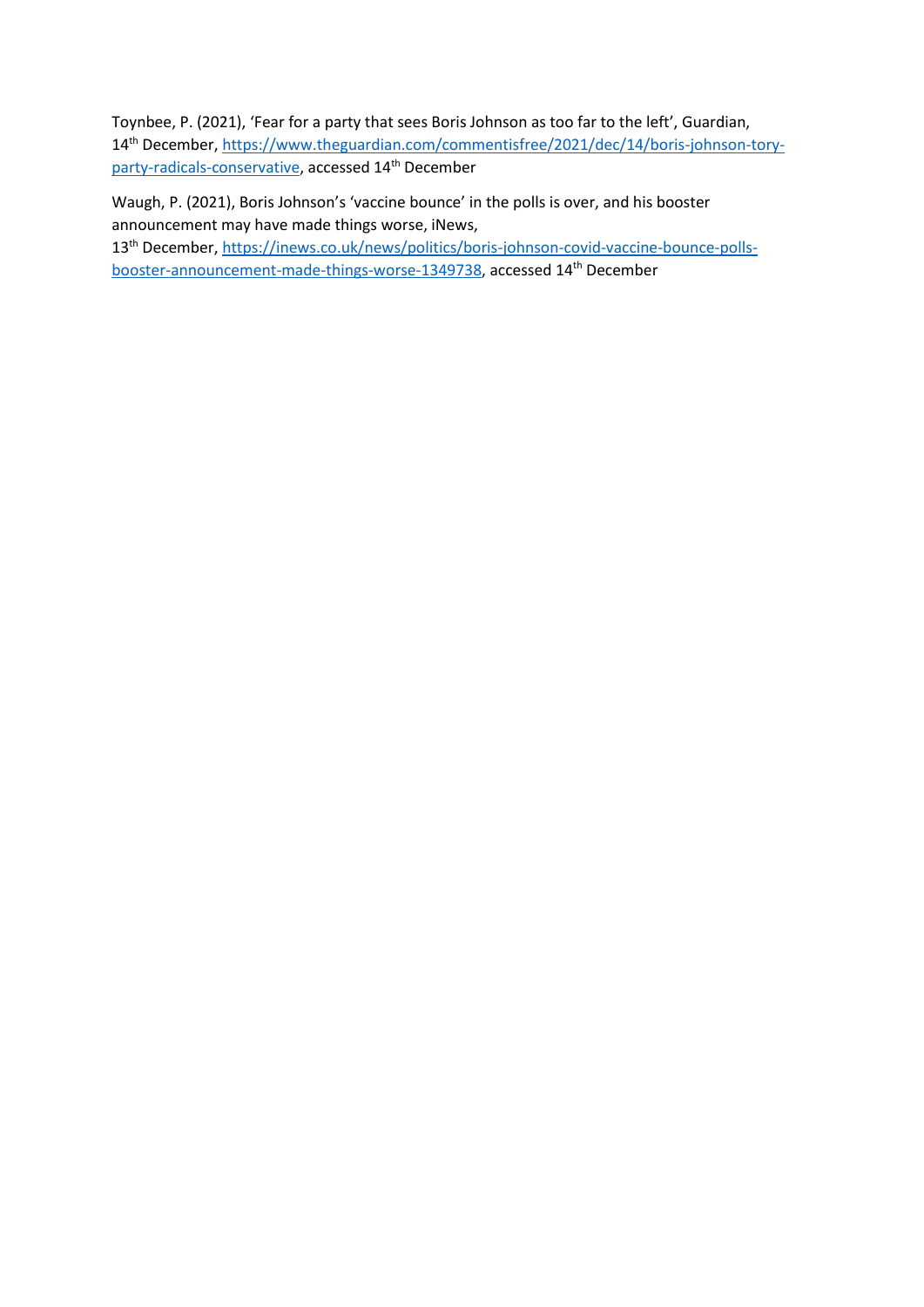Toynbee, P. (2021), 'Fear for a party that sees Boris Johnson as too far to the left', Guardian, 14th December, https://www.theguardian.com/commentisfree/2021/dec/14/boris-johnson-tory-party-radicals-conservative, accessed 14th December

Waugh, P. (2021), Boris Johnson's 'vaccine bounce' in the polls is over, and his booster announcement may have made things worse, iNews, 13th December, https://inews.co.uk/news/politics/boris-johnson-covid-vaccine-bounce-polls-booster-announcement-made-things-worse-1349738, accessed 14th December